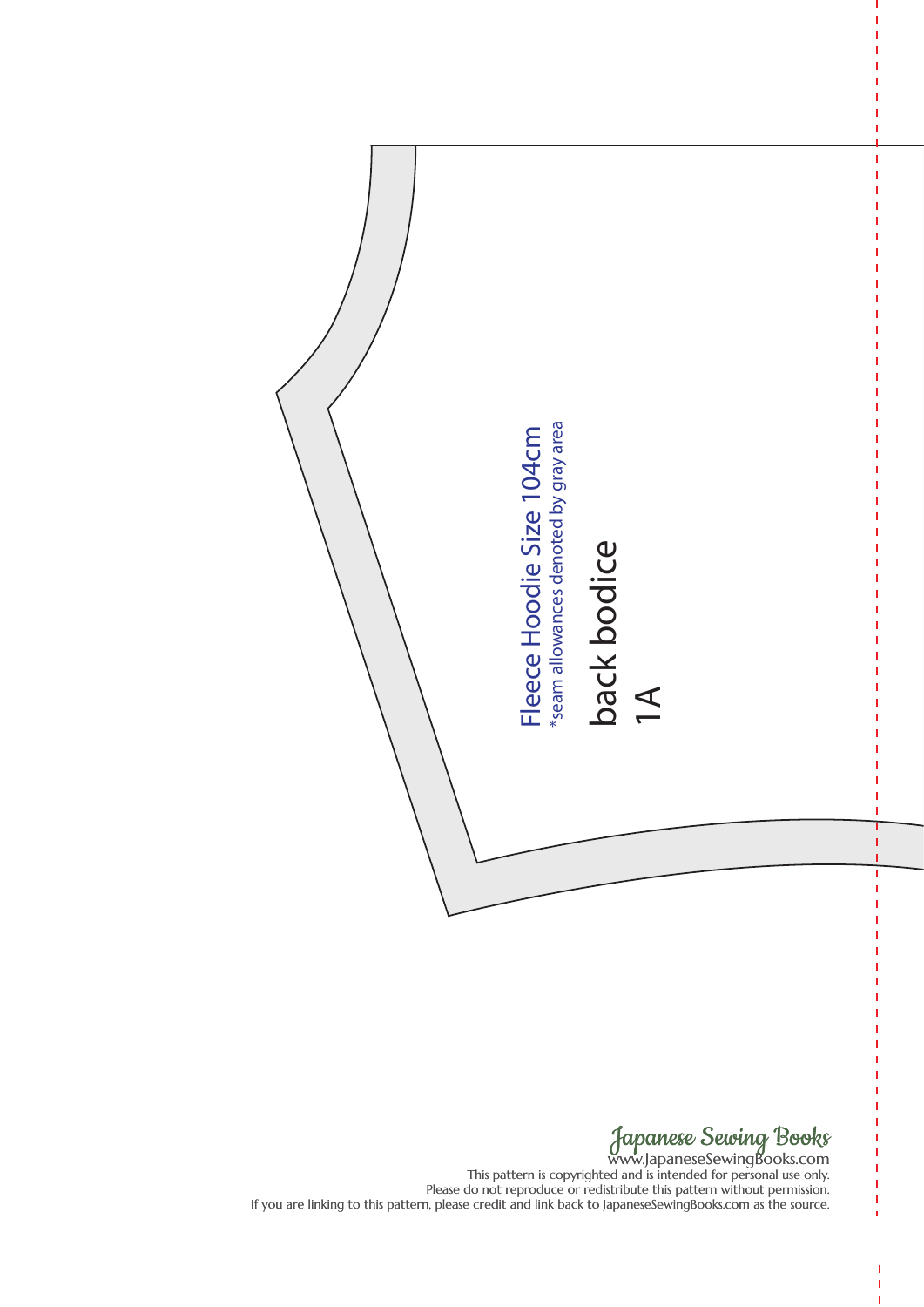Fleece Hoodie Size 104cm

*seam allowances denoted by gray area

back bodice

1A

Japanese Sewing Books

www.JapaneseSewingBooks.com

This pattern is copyrighted and is intended for personal use only.

Please do not reproduce or redistribute this pattern without permission.

If you are linking to this pattern, please credit and link back to JapaneseSewingBooks.com as the source.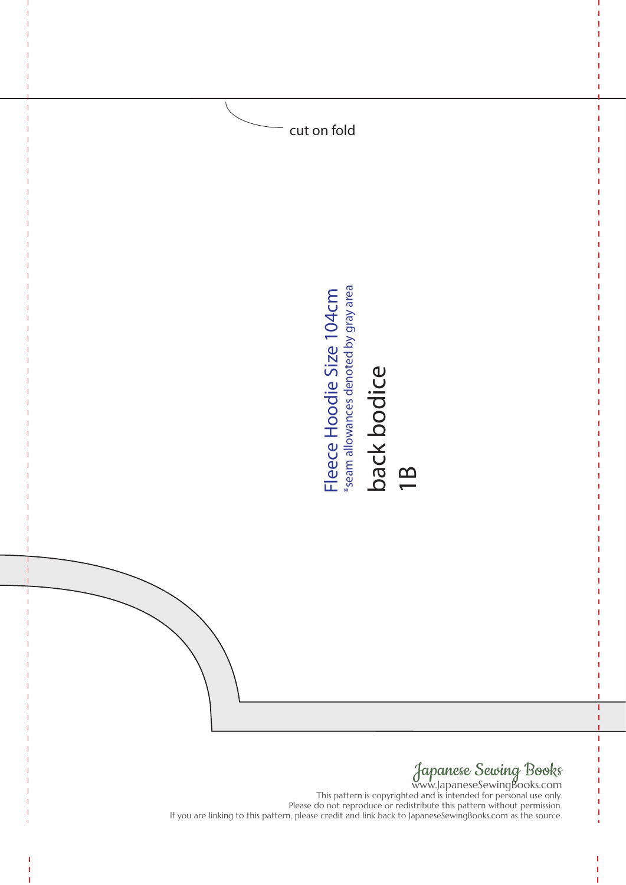cut on fold

Fleece Hoodie Size 104cm
*seam allowances denoted by gray area

back bodice

1B

Japanese Sewing Books
www.JapaneseSewingBooks.com
This pattern is copyrighted and is intended for personal use only.
Please do not reproduce or redistribute this pattern without permission.
If you are linking to this pattern, please credit and link back to JapaneseSewingBooks.com as the source.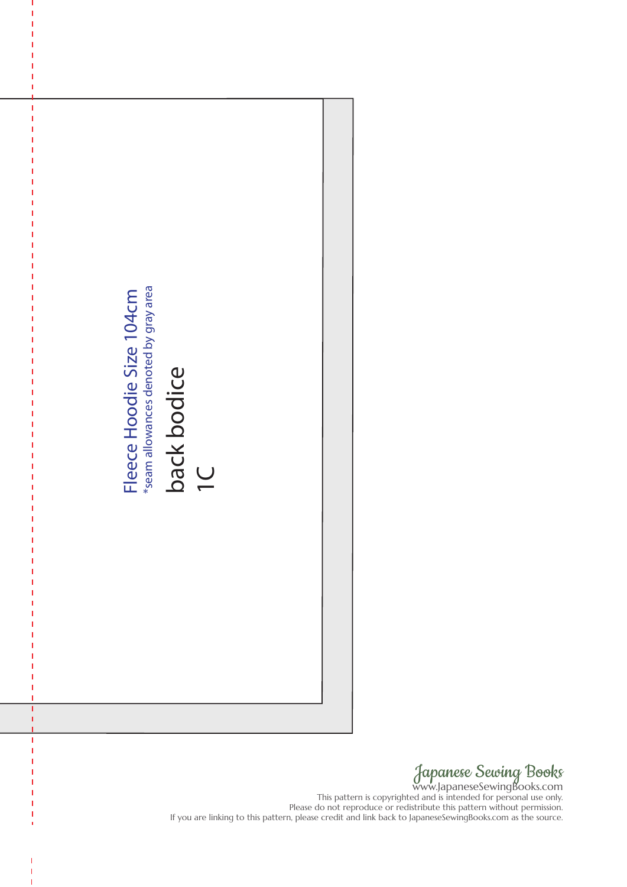Fleece Hoodie Size 104cm

*seam allowances denoted by gray area

back bodice

1C

Japanese Sewing Books

www.JapaneseSewingBooks.com

This pattern is copyrighted and is intended for personal use only.

Please do not reproduce or redistribute this pattern without permission.

If you are linking to this pattern, please credit and link back to JapaneseSewingBooks.com as the source.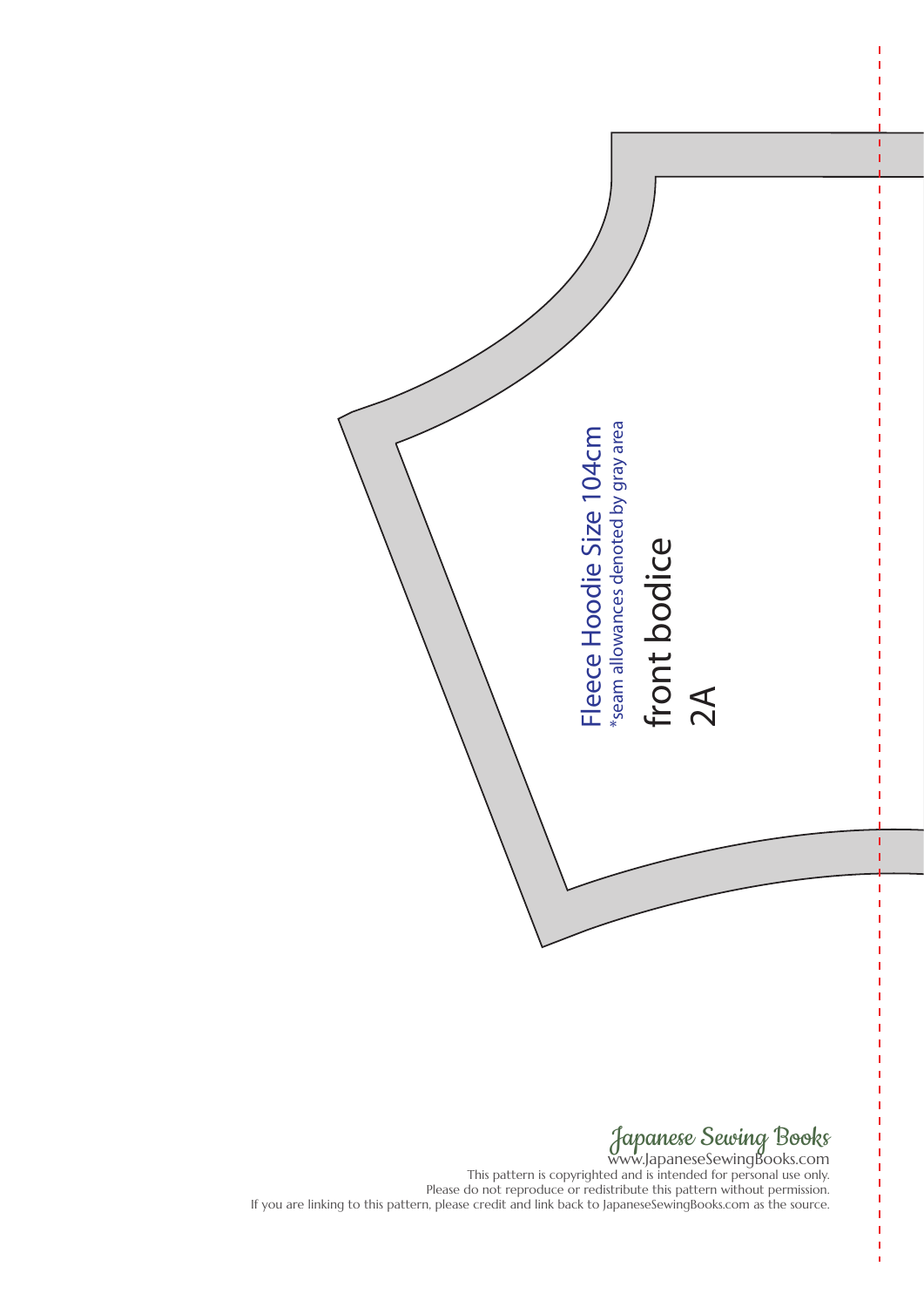Fleece Hoodie Size 104cm

*seam allowances denoted by gray area

front bodice

2A

Japanese Sewing Books

www.JapaneseSewingBooks.com

This pattern is copyrighted and is intended for personal use only.

Please do not reproduce or redistribute this pattern without permission.

If you are linking to this pattern, please credit and link back to JapaneseSewingBooks.com as the source.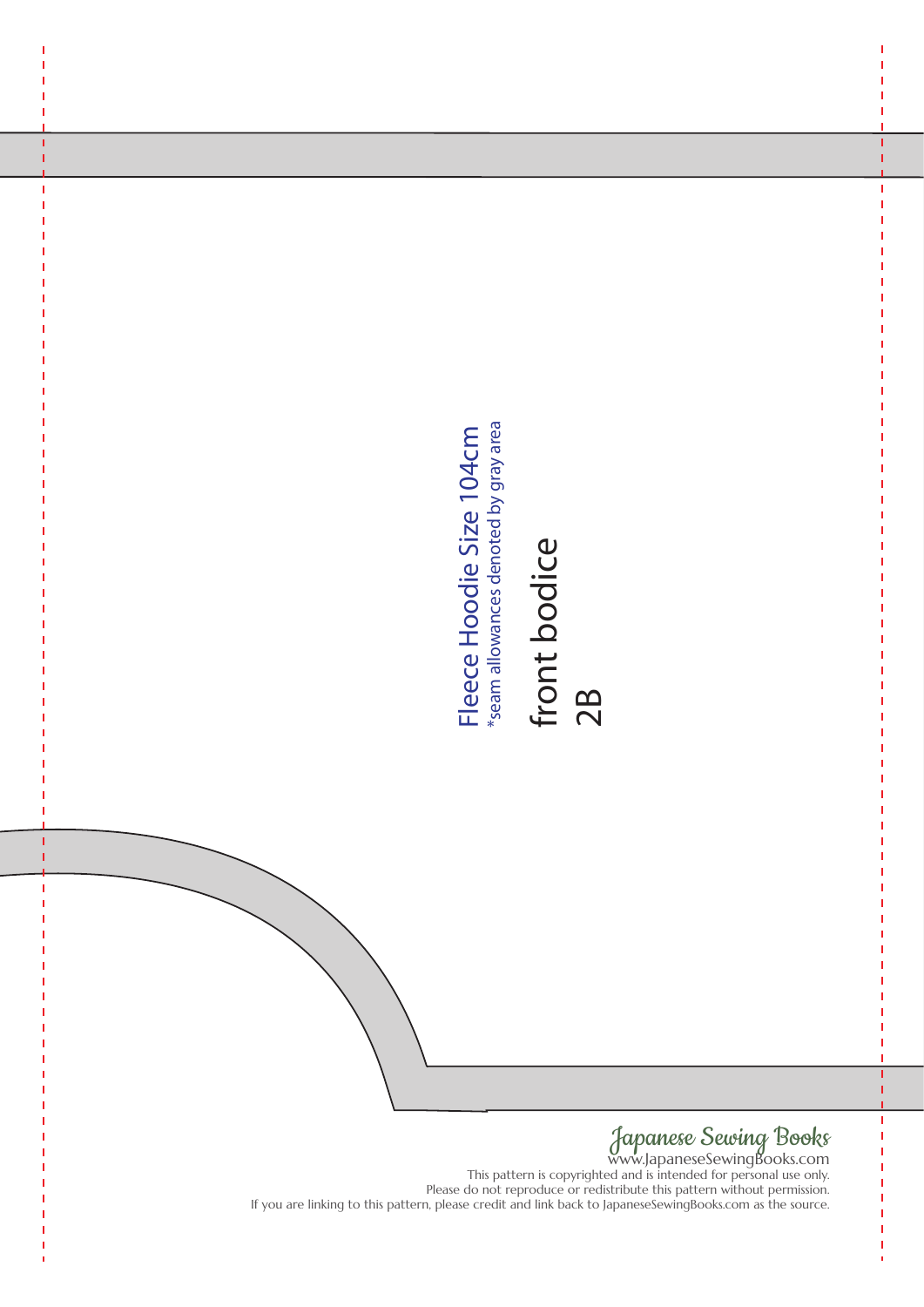Fleece Hoodie Size 104cm

*seam allowances denoted by gray area

front bodice

2B

Japanese Sewing Books

www.JapaneseSewingBooks.com

This pattern is copyrighted and is intended for personal use only.

Please do not reproduce or redistribute this pattern without permission.

If you are linking to this pattern, please credit and link back to JapaneseSewingBooks.com as the source.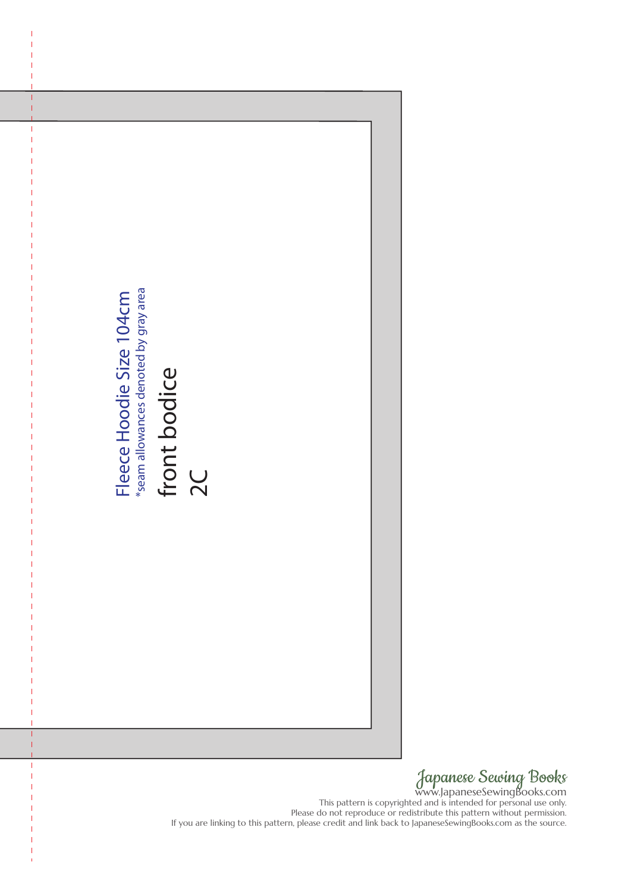Fleece Hoodie Size 104cm

*seam allowances denoted by gray area

front bodice

2C

Japanese Sewing Books

www.JapaneseSewingBooks.com

This pattern is copyrighted and is intended for personal use only.

Please do not reproduce or redistribute this pattern without permission.

If you are linking to this pattern, please credit and link back to JapaneseSewingBooks.com as the source.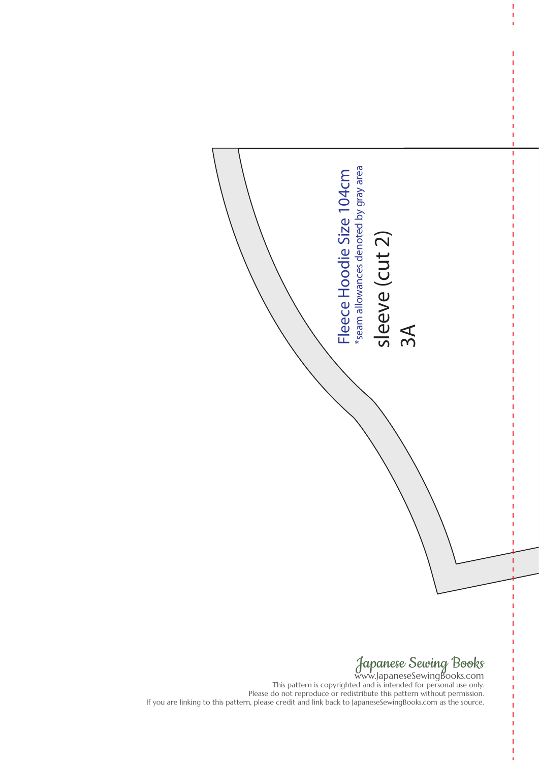Fleece Hoodie Size 104cm

*seam allowances denoted by gray area

sleeve (cut 2)

3A

Japanese Sewing Books

www.JapaneseSewingBooks.com

This pattern is copyrighted and is intended for personal use only.
Please do not reproduce or redistribute this pattern without permission.
If you are linking to this pattern, please credit and link back to JapaneseSewingBooks.com as the source.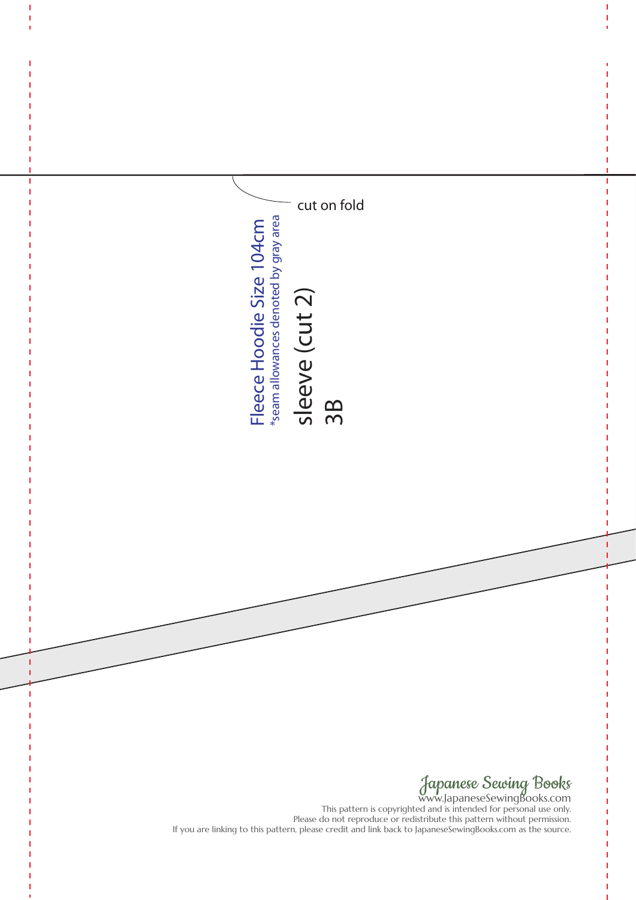cut on fold

Fleece Hoodie Size 104cm

*seam allowances denoted by gray area

sleeve (cut 2)

3B

Japanese Sewing Books

www.JapaneseSewingBooks.com

This pattern is copyrighted and is intended for personal use only.

Please do not reproduce or redistribute this pattern without permission.

If you are linking to this pattern, please credit and link back to JapaneseSewingBooks.com as the source.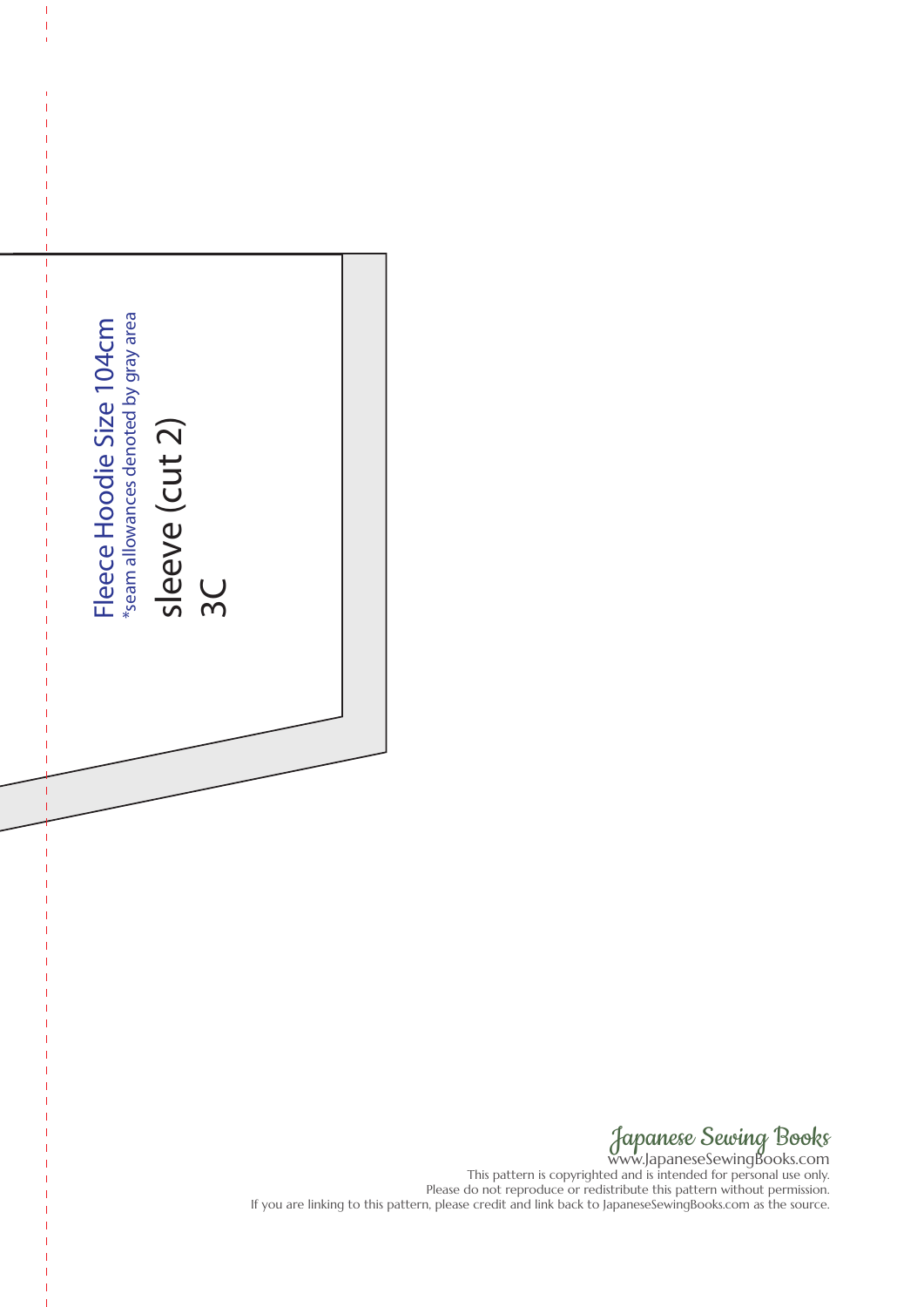Fleece Hoodie Size 104cm

*seam allowances denoted by gray area

sleeve (cut 2)

3C

Japanese Sewing Books

www.JapaneseSewingBooks.com

This pattern is copyrighted and is intended for personal use only.

Please do not reproduce or redistribute this pattern without permission.

If you are linking to this pattern, please credit and link back to JapaneseSewingBooks.com as the source.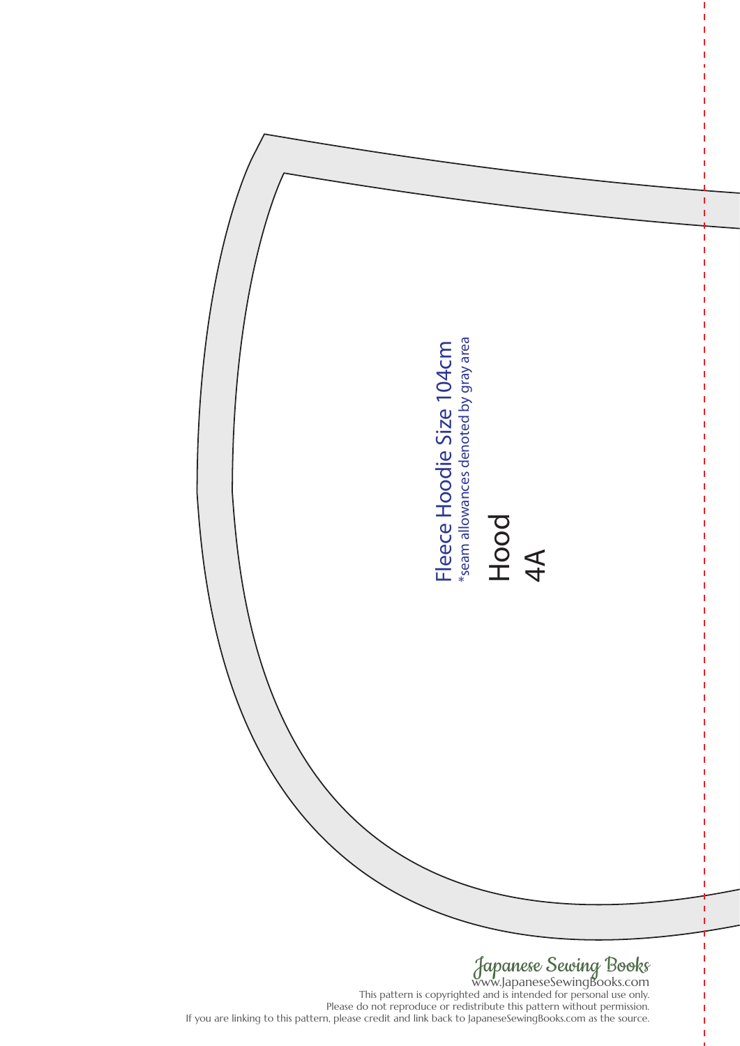Fleece Hoodie Size 104cm

*seam allowances denoted by gray area

Hood

4A

Japanese Sewing Books

www.JapaneseSewingBooks.com

This pattern is copyrighted and is intended for personal use only.

Please do not reproduce or redistribute this pattern without permission.

If you are linking to this pattern, please credit and link back to JapaneseSewingBooks.com as the source.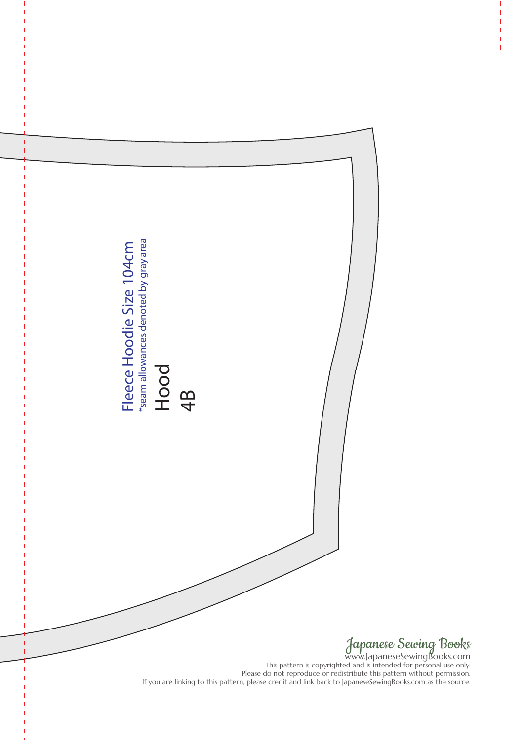Fleece Hoodie Size 104cm

*seam allowances denoted by gray area

Hood

4B

Japanese Sewing Books

www.JapaneseSewingBooks.com

This pattern is copyrighted and is intended for personal use only.

Please do not reproduce or redistribute this pattern without permission.

If you are linking to this pattern, please credit and link back to JapaneseSewingBooks.com as the source.